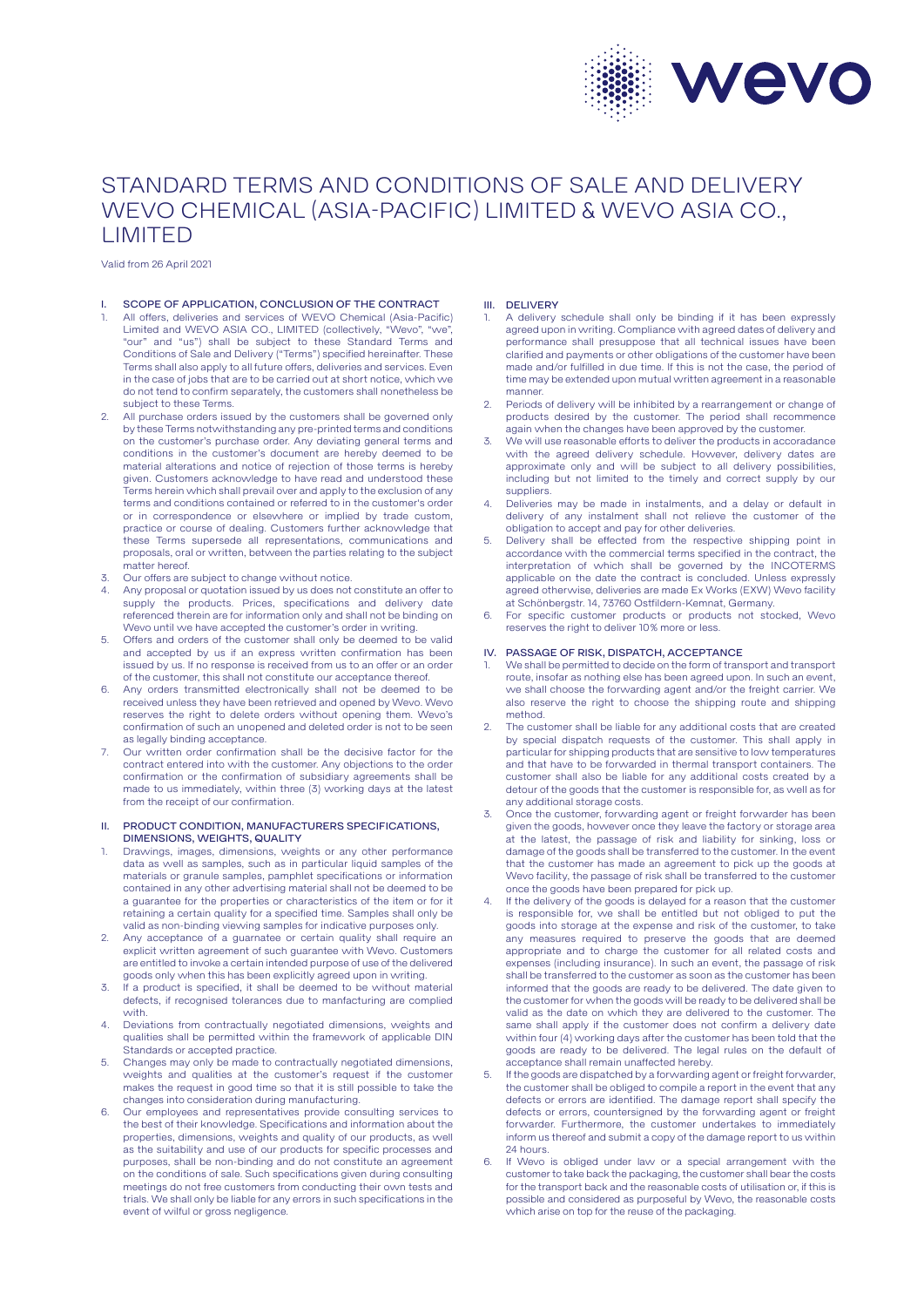# STANDARD TERMS AND CONDITIONS OF SALE AND DELIVERY WEVO CHEMICAL (ASIA-PACIFIC) LIMITED & WEVO ASIA CO., LIMITED

Valid from 26 April 2021

## I. SCOPE OF APPLICATION, CONCLUSION OF THE CONTRACT

1. All offers, deliveries and services of WEVO Chemical (Asia-Pacific) Limited and WEVO ASIA CO., LIMITED (collectively, "Wevo", "we", "our" and "us") shall be subject to these Standard Terms and Conditions of Sale and Delivery ("Terms") specified hereinafter. These Terms shall also apply to all future offers, deliveries and services. Even in the case of jobs that are to be carried out at short notice, which we do not tend to confirm separately, the customers shall nonetheless be subject to these Terms.
2. All purchase orders issued by the customers shall be governed only by these Terms notwithstanding any pre-printed terms and conditions on the customer's purchase order. Any deviating general terms and conditions in the customer's document are hereby deemed to be material alterations and notice of rejection of those terms is hereby given. Customers acknowledge to have read and understood these Terms herein which shall prevail over and apply to the exclusion of any terms and conditions contained or referred to in the customer's order or in correspondence or elsewhere or implied by trade custom, practice or course of dealing. Customers further acknowledge that these Terms supersede all representations, communications and proposals, oral or written, between the parties relating to the subject matter hereof.
3. Our offers are subject to change without notice.
4. Any proposal or quotation issued by us does not constitute an offer to supply the products. Prices, specifications and delivery date referenced therein are for information only and shall not be binding on Wevo until we have accepted the customer's order in writing.
5. Offers and orders of the customer shall only be deemed to be valid and accepted by us if an express written confirmation has been issued by us. If no response is received from us to an offer or an order of the customer, this shall not constitute our acceptance thereof.
6. Any orders transmitted electronically shall not be deemed to be received unless they have been retrieved and opened by Wevo. Wevo reserves the right to delete orders without opening them. Wevo's confirmation of such an unopened and deleted order is not to be seen as legally binding acceptance.
7. Our written order confirmation shall be the decisive factor for the contract entered into with the customer. Any objections to the order confirmation or the confirmation of subsidiary agreements shall be made to us immediately, within three (3) working days at the latest from the receipt of our confirmation.

## II. PRODUCT CONDITION, MANUFACTURERS SPECIFICATIONS, DIMENSIONS, WEIGHTS, QUALITY

1. Drawings, images, dimensions, weights or any other performance data as well as samples, such as in particular liquid samples of the materials or granule samples, pamphlet specifications or information contained in any other advertising material shall not be deemed to be a guarantee for the properties or characteristics of the item or for it retaining a certain quality for a specified time. Samples shall only be valid as non-binding viewing samples for indicative purposes only.
2. Any acceptance of a guarnatee or certain quality shall require an explicit written agreement of such guarantee with Wevo. Customers are entitled to invoke a certain intended purpose of use of the delivered goods only when this has been explicitly agreed upon in writing.
3. If a product is specified, it shall be deemed to be without material defects, if recognised tolerances due to manfacturing are complied with.
4. Deviations from contractually negotiated dimensions, weights and qualities shall be permitted within the framework of applicable DIN Standards or accepted practice.
5. Changes may only be made to contractually negotiated dimensions, weights and qualities at the customer's request if the customer makes the request in good time so that it is still possible to take the changes into consideration during manufacturing.
6. Our employees and representatives provide consulting services to the best of their knowledge. Specifications and information about the properties, dimensions, weights and quality of our products, as well as the suitability and use of our products for specific processes and purposes, shall be non-binding and do not constitute an agreement on the conditions of sale. Such specifications given during consulting meetings do not free customers from conducting their own tests and trials. We shall only be liable for any errors in such specifications in the event of wilful or gross negligence.

## III. DELIVERY

1. A delivery schedule shall only be binding if it has been expressly agreed upon in writing. Compliance with agreed dates of delivery and performance shall presuppose that all technical issues have been clarified and payments or other obligations of the customer have been made and/or fulfilled in due time. If this is not the case, the period of time may be extended upon mutual written agreement in a reasonable manner.
2. Periods of delivery will be inhibited by a rearrangement or change of products desired by the customer. The period shall recommence again when the changes have been approved by the customer.
3. We will use reasonable efforts to deliver the products in accoradance with the agreed delivery schedule. However, delivery dates are approximate only and will be subject to all delivery possibilities, including but not limited to the timely and correct supply by our suppliers.
4. Deliveries may be made in instalments, and a delay or default in delivery of any instalment shall not relieve the customer of the obligation to accept and pay for other deliveries.
5. Delivery shall be effected from the respective shipping point in accordance with the commercial terms specified in the contract, the interpretation of which shall be governed by the INCOTERMS applicable on the date the contract is concluded. Unless expressly agreed otherwise, deliveries are made Ex Works (EXW) Wevo facility at Schönbergstr. 14, 73760 Ostfildern-Kemnat, Germany.
6. For specific customer products or products not stocked, Wevo reserves the right to deliver 10% more or less.

## IV. PASSAGE OF RISK, DISPATCH, ACCEPTANCE

1. We shall be permitted to decide on the form of transport and transport route, insofar as nothing else has been agreed upon. In such an event, we shall choose the forwarding agent and/or the freight carrier. We also reserve the right to choose the shipping route and shipping method.
2. The customer shall be liable for any additional costs that are created by special dispatch requests of the customer. This shall apply in particular for shipping products that are sensitive to low temperatures and that have to be forwarded in thermal transport containers. The customer shall also be liable for any additional costs created by a detour of the goods that the customer is responsible for, as well as for any additional storage costs.
3. Once the customer, forwarding agent or freight forwarder has been given the goods, however once they leave the factory or storage area at the latest, the passage of risk and liability for sinking, loss or damage of the goods shall be transferred to the customer. In the event that the customer has made an agreement to pick up the goods at Wevo facility, the passage of risk shall be transferred to the customer once the goods have been prepared for pick up.
4. If the delivery of the goods is delayed for a reason that the customer is responsible for, we shall be entitled but not obliged to put the goods into storage at the expense and risk of the customer, to take any measures required to preserve the goods that are deemed appropriate and to charge the customer for all related costs and expenses (including insurance). In such an event, the passage of risk shall be transferred to the customer as soon as the customer has been informed that the goods are ready to be delivered. The date given to the customer for when the goods will be ready to be delivered shall be valid as the date on which they are delivered to the customer. The same shall apply if the customer does not confirm a delivery date within four (4) working days after the customer has been told that the goods are ready to be delivered. The legal rules on the default of acceptance shall remain unaffected hereby.
5. If the goods are dispatched by a forwarding agent or freight forwarder, the customer shall be obliged to compile a report in the event that any defects or errors are identified. The damage report shall specify the defects or errors, countersigned by the forwarding agent or freight forwarder. Furthermore, the customer undertakes to immediately inform us thereof and submit a copy of the damage report to us within 24 hours.
6. If Wevo is obliged under law or a special arrangement with the customer to take back the packaging, the customer shall bear the costs for the transport back and the reasonable costs of utilisation or, if this is possible and considered as purposeful by Wevo, the reasonable costs which arise on top for the reuse of the packaging.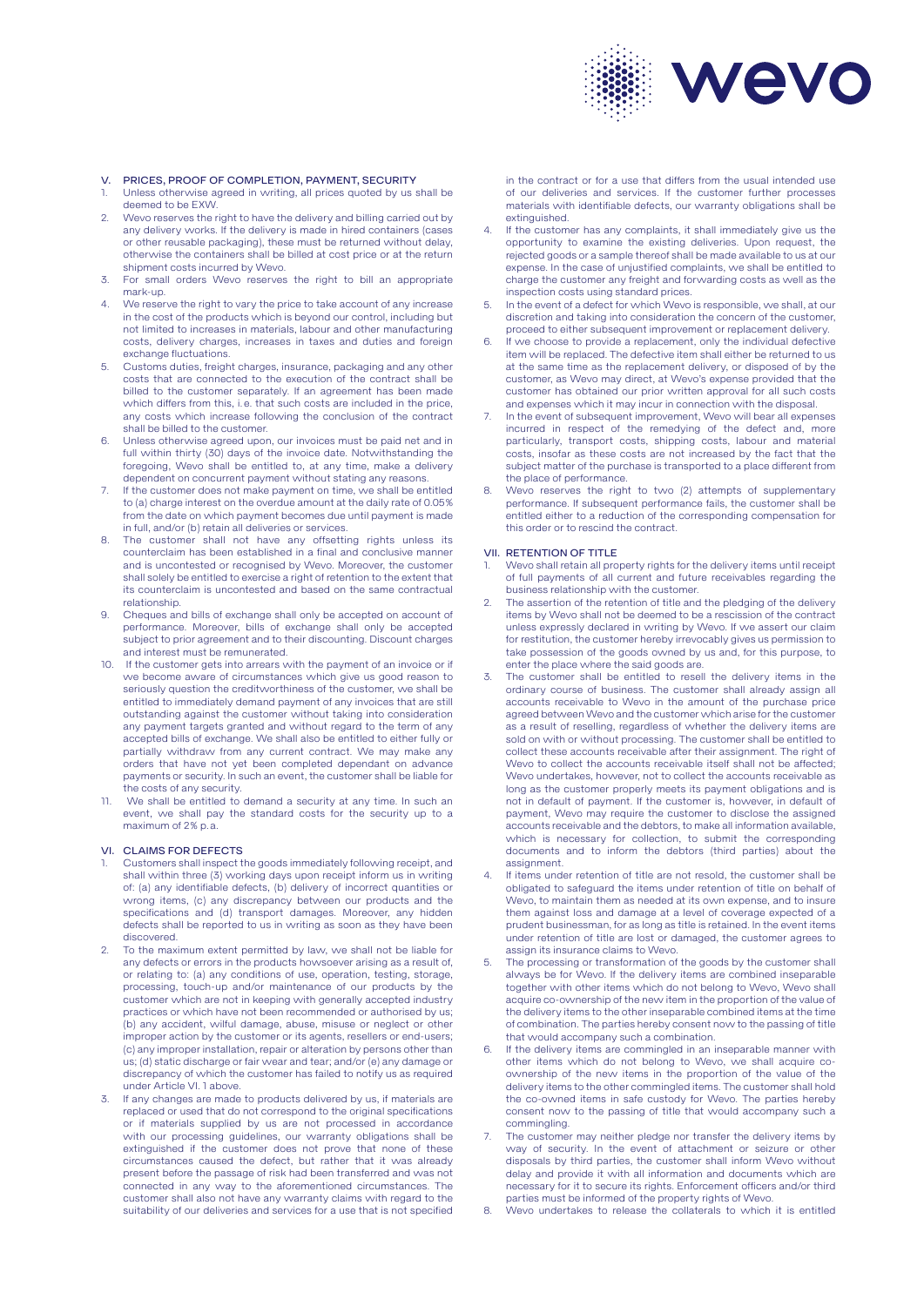## V. PRICES, PROOF OF COMPLETION, PAYMENT, SECURITY

1. Unless otherwise agreed in writing, all prices quoted by us shall be deemed to be EXW.
2. Wevo reserves the right to have the delivery and billing carried out by any delivery works. If the delivery is made in hired containers (cases or other reusable packaging), these must be returned without delay, otherwise the containers shall be billed at cost price or at the return shipment costs incurred by Wevo.
3. For small orders Wevo reserves the right to bill an appropriate mark-up.
4. We reserve the right to vary the price to take account of any increase in the cost of the products which is beyond our control, including but not limited to increases in materials, labour and other manufacturing costs, delivery charges, increases in taxes and duties and foreign exchange fluctuations.
5. Customs duties, freight charges, insurance, packaging and any other costs that are connected to the execution of the contract shall be billed to the customer separately. If an agreement has been made which differs from this, i.e. that such costs are included in the price, any costs which increase following the conclusion of the contract shall be billed to the customer.
6. Unless otherwise agreed upon, our invoices must be paid net and in full within thirty (30) days of the invoice date. Notwithstanding the foregoing, Wevo shall be entitled to, at any time, make a delivery dependent on concurrent payment without stating any reasons.
7. If the customer does not make payment on time, we shall be entitled to (a) charge interest on the overdue amount at the daily rate of 0.05% from the date on which payment becomes due until payment is made in full, and/or (b) retain all deliveries or services.
8. The customer shall not have any offsetting rights unless its counterclaim has been established in a final and conclusive manner and is uncontested or recognised by Wevo. Moreover, the customer shall solely be entitled to exercise a right of retention to the extent that its counterclaim is uncontested and based on the same contractual relationship.
9. Cheques and bills of exchange shall only be accepted on account of performance. Moreover, bills of exchange shall only be accepted subject to prior agreement and to their discounting. Discount charges and interest must be remunerated.
10. If the customer gets into arrears with the payment of an invoice or if we become aware of circumstances which give us good reason to seriously question the creditworthiness of the customer, we shall be entitled to immediately demand payment of any invoices that are still outstanding against the customer without taking into consideration any payment targets granted and without regard to the term of any accepted bills of exchange. We shall also be entitled to either fully or partially withdraw from any current contract. We may make any orders that have not yet been completed dependant on advance payments or security. In such an event, the customer shall be liable for the costs of any security.
11. We shall be entitled to demand a security at any time. In such an event, we shall pay the standard costs for the security up to a maximum of 2% p.a.

## VI. CLAIMS FOR DEFECTS

1. Customers shall inspect the goods immediately following receipt, and shall within three (3) working days upon receipt inform us in writing of: (a) any identifiable defects, (b) delivery of incorrect quantities or wrong items, (c) any discrepancy between our products and the specifications and (d) transport damages. Moreover, any hidden defects shall be reported to us in writing as soon as they have been discovered.
2. To the maximum extent permitted by law, we shall not be liable for any defects or errors in the products howsoever arising as a result of, or relating to: (a) any conditions of use, operation, testing, storage, processing, touch-up and/or maintenance of our products by the customer which are not in keeping with generally accepted industry practices or which have not been recommended or authorised by us; (b) any accident, wilful damage, abuse, misuse or neglect or other improper action by the customer or its agents, resellers or end-users; (c) any improper installation, repair or alteration by persons other than us; (d) static discharge or fair wear and tear; and/or (e) any damage or discrepancy of which the customer has failed to notify us as required under Article VI. 1 above.
3. If any changes are made to products delivered by us, if materials are replaced or used that do not correspond to the original specifications or if materials supplied by us are not processed in accordance with our processing guidelines, our warranty obligations shall be extinguished if the customer does not prove that none of these circumstances caused the defect, but rather that it was already present before the passage of risk had been transferred and was not connected in any way to the aforementioned circumstances. The customer shall also not have any warranty claims with regard to the suitability of our deliveries and services for a use that is not specified in the contract or for a use that differs from the usual intended use of our deliveries and services. If the customer further processes materials with identifiable defects, our warranty obligations shall be extinguished.
4. If the customer has any complaints, it shall immediately give us the opportunity to examine the existing deliveries. Upon request, the rejected goods or a sample thereof shall be made available to us at our expense. In the case of unjustified complaints, we shall be entitled to charge the customer any freight and forwarding costs as well as the inspection costs using standard prices.
5. In the event of a defect for which Wevo is responsible, we shall, at our discretion and taking into consideration the concern of the customer, proceed to either subsequent improvement or replacement delivery.
6. If we choose to provide a replacement, only the individual defective item will be replaced. The defective item shall either be returned to us at the same time as the replacement delivery, or disposed of by the customer, as Wevo may direct, at Wevo's expense provided that the customer has obtained our prior written approval for all such costs and expenses which it may incur in connection with the disposal.
7. In the event of subsequent improvement, Wevo will bear all expenses incurred in respect of the remedying of the defect and, more particularly, transport costs, shipping costs, labour and material costs, insofar as these costs are not increased by the fact that the subject matter of the purchase is transported to a place different from the place of performance.
8. Wevo reserves the right to two (2) attempts of supplementary performance. If subsequent performance fails, the customer shall be entitled either to a reduction of the corresponding compensation for this order or to rescind the contract.

## VII. RETENTION OF TITLE

1. Wevo shall retain all property rights for the delivery items until receipt of full payments of all current and future receivables regarding the business relationship with the customer.
2. The assertion of the retention of title and the pledging of the delivery items by Wevo shall not be deemed to be a rescission of the contract unless expressly declared in writing by Wevo. If we assert our claim for restitution, the customer hereby irrevocably gives us permission to take possession of the goods owned by us and, for this purpose, to enter the place where the said goods are.
3. The customer shall be entitled to resell the delivery items in the ordinary course of business. The customer shall already assign all accounts receivable to Wevo in the amount of the purchase price agreed between Wevo and the customer which arise for the customer as a result of reselling, regardless of whether the delivery items are sold on with or without processing. The customer shall be entitled to collect these accounts receivable after their assignment. The right of Wevo to collect the accounts receivable itself shall not be affected; Wevo undertakes, however, not to collect the accounts receivable as long as the customer properly meets its payment obligations and is not in default of payment. If the customer is, however, in default of payment, Wevo may require the customer to disclose the assigned accounts receivable and the debtors, to make all information available, which is necessary for collection, to submit the corresponding documents and to inform the debtors (third parties) about the assignment.
4. If items under retention of title are not resold, the customer shall be obligated to safeguard the items under retention of title on behalf of Wevo, to maintain them as needed at its own expense, and to insure them against loss and damage at a level of coverage expected of a prudent businessman, for as long as title is retained. In the event items under retention of title are lost or damaged, the customer agrees to assign its insurance claims to Wevo.
5. The processing or transformation of the goods by the customer shall always be for Wevo. If the delivery items are combined inseparable together with other items which do not belong to Wevo, Wevo shall acquire co-ownership of the new item in the proportion of the value of the delivery items to the other inseparable combined items at the time of combination. The parties hereby consent now to the passing of title that would accompany such a combination.
6. If the delivery items are commingled in an inseparable manner with other items which do not belong to Wevo, we shall acquire co-ownership of the new items in the proportion of the value of the delivery items to the other commingled items. The customer shall hold the co-owned items in safe custody for Wevo. The parties hereby consent now to the passing of title that would accompany such a commingling.
7. The customer may neither pledge nor transfer the delivery items by way of security. In the event of attachment or seizure or other disposals by third parties, the customer shall inform Wevo without delay and provide it with all information and documents which are necessary for it to secure its rights. Enforcement officers and/or third parties must be informed of the property rights of Wevo.
8. Wevo undertakes to release the collaterals to which it is entitled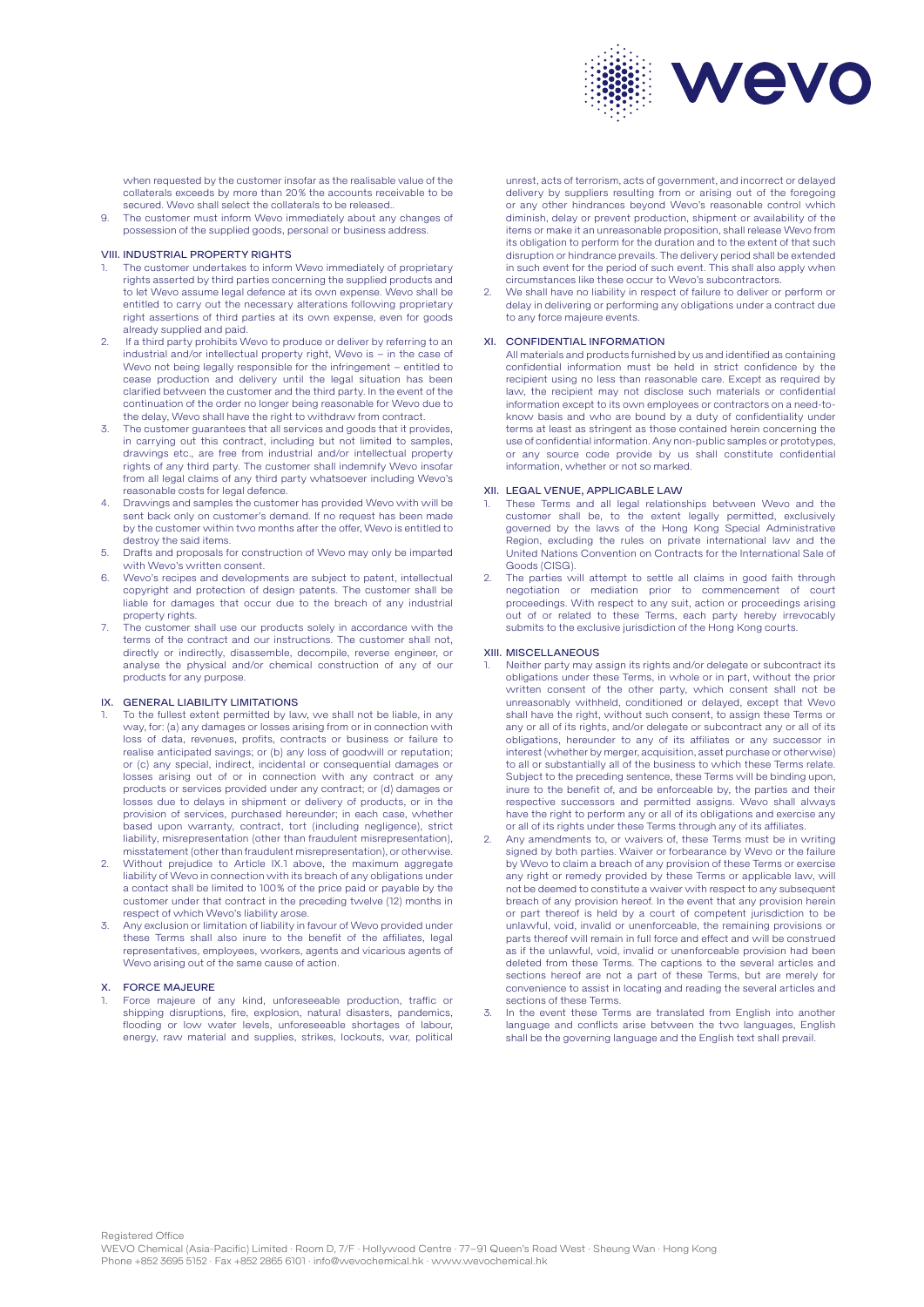when requested by the customer insofar as the realisable value of the collaterals exceeds by more than 20% the accounts receivable to be secured. Wevo shall select the collaterals to be released..

9. The customer must inform Wevo immediately about any changes of possession of the supplied goods, personal or business address.

## VIII. INDUSTRIAL PROPERTY RIGHTS

1. The customer undertakes to inform Wevo immediately of proprietary rights asserted by third parties concerning the supplied products and to let Wevo assume legal defence at its own expense. Wevo shall be entitled to carry out the necessary alterations following proprietary right assertions of third parties at its own expense, even for goods already supplied and paid.
2. If a third party prohibits Wevo to produce or deliver by referring to an industrial and/or intellectual property right, Wevo is – in the case of Wevo not being legally responsible for the infringement – entitled to cease production and delivery until the legal situation has been clarified between the customer and the third party. In the event of the continuation of the order no longer being reasonable for Wevo due to the delay, Wevo shall have the right to withdraw from contract.
3. The customer guarantees that all services and goods that it provides, in carrying out this contract, including but not limited to samples, drawings etc., are free from industrial and/or intellectual property rights of any third party. The customer shall indemnify Wevo insofar from all legal claims of any third party whatsoever including Wevo's reasonable costs for legal defence.
4. Drawings and samples the customer has provided Wevo with will be sent back only on customer's demand. If no request has been made by the customer within two months after the offer, Wevo is entitled to destroy the said items.
5. Drafts and proposals for construction of Wevo may only be imparted with Wevo's written consent.
6. Wevo's recipes and developments are subject to patent, intellectual copyright and protection of design patents. The customer shall be liable for damages that occur due to the breach of any industrial property rights.
7. The customer shall use our products solely in accordance with the terms of the contract and our instructions. The customer shall not, directly or indirectly, disassemble, decompile, reverse engineer, or analyse the physical and/or chemical construction of any of our products for any purpose.

## IX. GENERAL LIABILITY LIMITATIONS

1. To the fullest extent permitted by law, we shall not be liable, in any way, for: (a) any damages or losses arising from or in connection with loss of data, revenues, profits, contracts or business or failure to realise anticipated savings; or (b) any loss of goodwill or reputation; or (c) any special, indirect, incidental or consequential damages or losses arising out of or in connection with any contract or any products or services provided under any contract; or (d) damages or losses due to delays in shipment or delivery of products, or in the provision of services, purchased hereunder; in each case, whether based upon warranty, contract, tort (including negligence), strict liability, misrepresentation (other than fraudulent misrepresentation), misstatement (other than fraudulent misrepresentation), or otherwise.
2. Without prejudice to Article IX.1 above, the maximum aggregate liability of Wevo in connection with its breach of any obligations under a contact shall be limited to 100% of the price paid or payable by the customer under that contract in the preceding twelve (12) months in respect of which Wevo's liability arose.
3. Any exclusion or limitation of liability in favour of Wevo provided under these Terms shall also inure to the benefit of the affiliates, legal representatives, employees, workers, agents and vicarious agents of Wevo arising out of the same cause of action.

## X. FORCE MAJEURE

1. Force majeure of any kind, unforeseeable production, traffic or shipping disruptions, fire, explosion, natural disasters, pandemics, flooding or low water levels, unforeseeable shortages of labour, energy, raw material and supplies, strikes, lockouts, war, political unrest, acts of terrorism, acts of government, and incorrect or delayed delivery by suppliers resulting from or arising out of the foregoing or any other hindrances beyond Wevo's reasonable control which diminish, delay or prevent production, shipment or availability of the items or make it an unreasonable proposition, shall release Wevo from its obligation to perform for the duration and to the extent of that such disruption or hindrance prevails. The delivery period shall be extended in such event for the period of such event. This shall also apply when circumstances like these occur to Wevo's subcontractors.
2. We shall have no liability in respect of failure to deliver or perform or delay in delivering or performing any obligations under a contract due to any force majeure events.

## XI. CONFIDENTIAL INFORMATION

All materials and products furnished by us and identified as containing confidential information must be held in strict confidence by the recipient using no less than reasonable care. Except as required by law, the recipient may not disclose such materials or confidential information except to its own employees or contractors on a need-to-know basis and who are bound by a duty of confidentiality under terms at least as stringent as those contained herein concerning the use of confidential information. Any non-public samples or prototypes, or any source code provide by us shall constitute confidential information, whether or not so marked.

## XII. LEGAL VENUE, APPLICABLE LAW

1. These Terms and all legal relationships between Wevo and the customer shall be, to the extent legally permitted, exclusively governed by the laws of the Hong Kong Special Administrative Region, excluding the rules on private international law and the United Nations Convention on Contracts for the International Sale of Goods (CISG).
2. The parties will attempt to settle all claims in good faith through negotiation or mediation prior to commencement of court proceedings. With respect to any suit, action or proceedings arising out of or related to these Terms, each party hereby irrevocably submits to the exclusive jurisdiction of the Hong Kong courts.

## XIII. MISCELLANEOUS

1. Neither party may assign its rights and/or delegate or subcontract its obligations under these Terms, in whole or in part, without the prior written consent of the other party, which consent shall not be unreasonably withheld, conditioned or delayed, except that Wevo shall have the right, without such consent, to assign these Terms or any or all of its rights, and/or delegate or subcontract any or all of its obligations, hereunder to any of its affiliates or any successor in interest (whether by merger, acquisition, asset purchase or otherwise) to all or substantially all of the business to which these Terms relate. Subject to the preceding sentence, these Terms will be binding upon, inure to the benefit of, and be enforceable by, the parties and their respective successors and permitted assigns. Wevo shall always have the right to perform any or all of its obligations and exercise any or all of its rights under these Terms through any of its affiliates.
2. Any amendments to, or waivers of, these Terms must be in writing signed by both parties. Waiver or forbearance by Wevo or the failure by Wevo to claim a breach of any provision of these Terms or exercise any right or remedy provided by these Terms or applicable law, will not be deemed to constitute a waiver with respect to any subsequent breach of any provision hereof. In the event that any provision herein or part thereof is held by a court of competent jurisdiction to be unlawful, void, invalid or unenforceable, the remaining provisions or parts thereof will remain in full force and effect and will be construed as if the unlawful, void, invalid or unenforceable provision had been deleted from these Terms. The captions to the several articles and sections hereof are not a part of these Terms, but are merely for convenience to assist in locating and reading the several articles and sections of these Terms.
3. In the event these Terms are translated from English into another language and conflicts arise between the two languages, English shall be the governing language and the English text shall prevail.

Registered Office
WEVO Chemical (Asia-Pacific) Limited · Room D, 7/F · Hollywood Centre · 77–91 Queen's Road West · Sheung Wan · Hong Kong
Phone +852 3695 5152 · Fax +852 2865 6101 · info@wevochemical.hk · www.wevochemical.hk